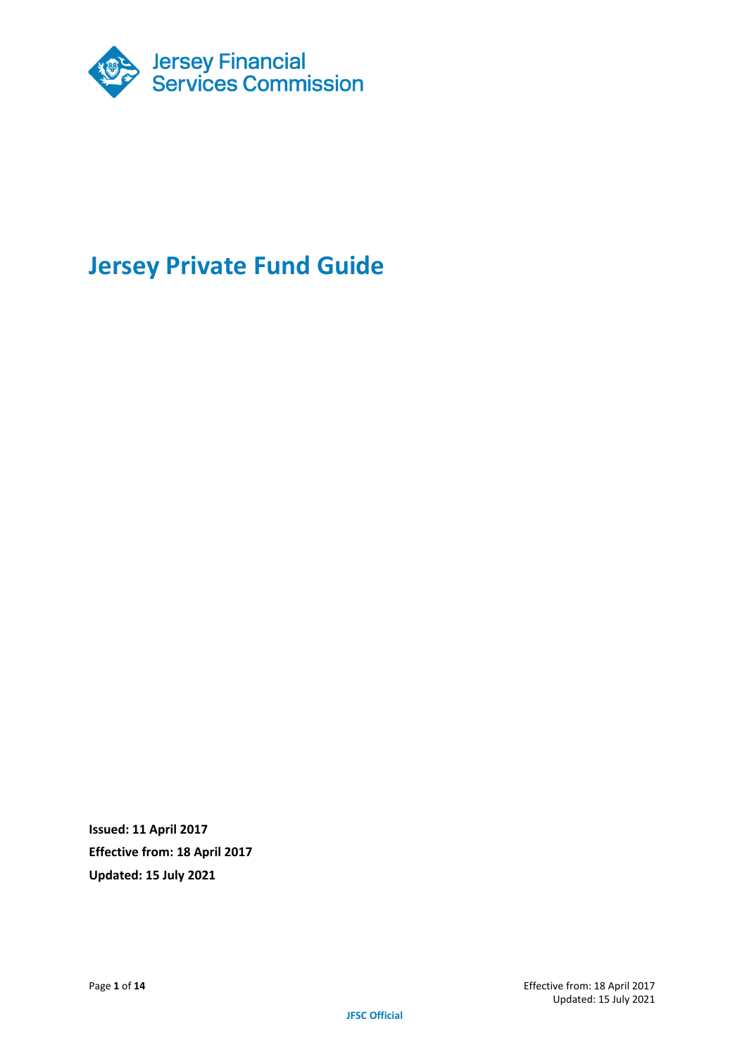Jersey Financial Services Commission

# Jersey Private Fund Guide

**Issued: 11 April 2017**

**Effective from: 18 April 2017**

**Updated: 15 July 2021**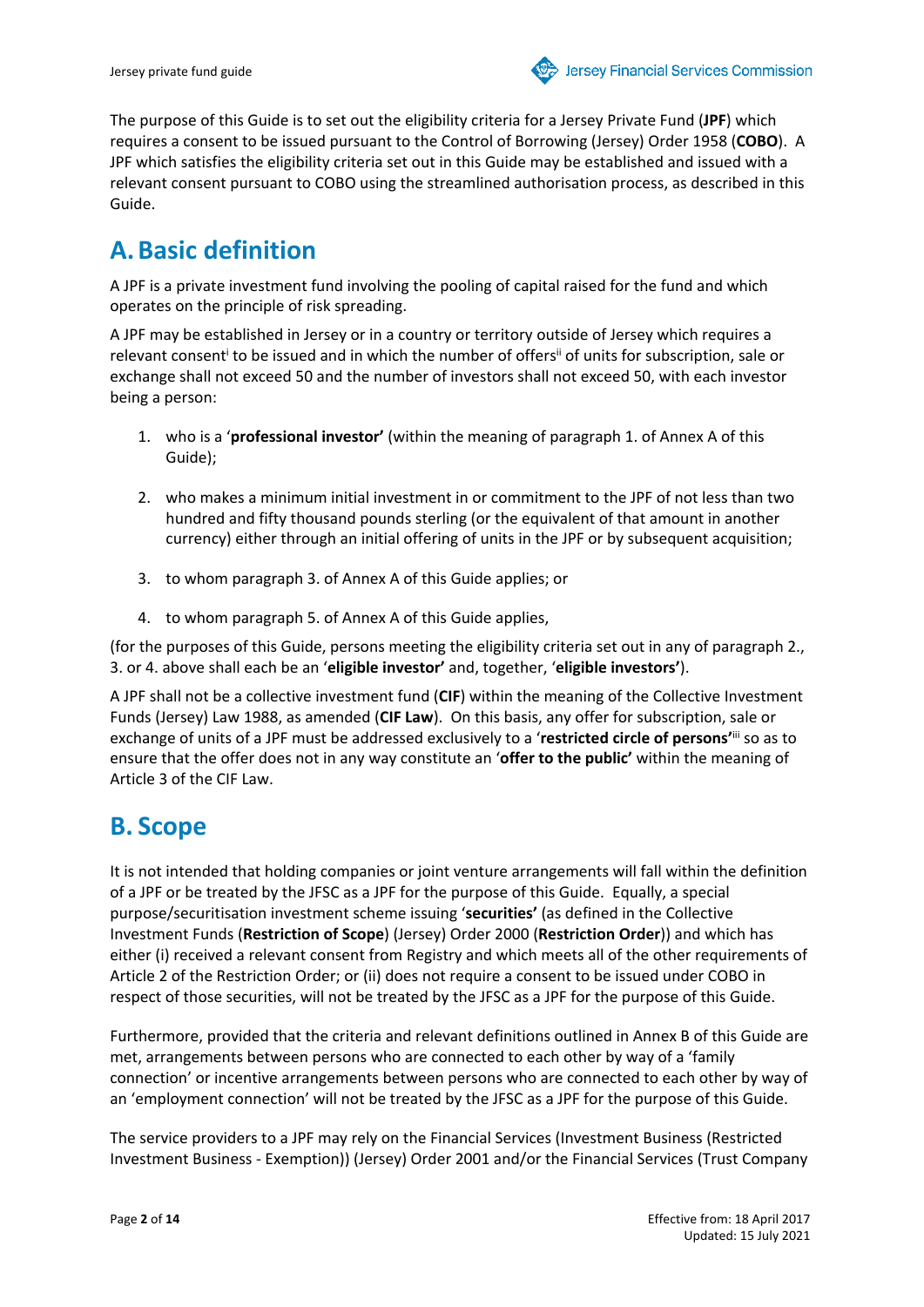The purpose of this Guide is to set out the eligibility criteria for a Jersey Private Fund (**JPF**) which requires a consent to be issued pursuant to the Control of Borrowing (Jersey) Order 1958 (**COBO**). A JPF which satisfies the eligibility criteria set out in this Guide may be established and issued with a relevant consent pursuant to COBO using the streamlined authorisation process, as described in this Guide.

# A. Basic definition

A JPF is a private investment fund involving the pooling of capital raised for the fund and which operates on the principle of risk spreading.

A JPF may be established in Jersey or in a country or territory outside of Jersey which requires a relevant consent[i] to be issued and in which the number of offers[ii] of units for subscription, sale or exchange shall not exceed 50 and the number of investors shall not exceed 50, with each investor being a person:

1. who is a '**professional investor'** (within the meaning of paragraph 1. of Annex A of this Guide);

2. who makes a minimum initial investment in or commitment to the JPF of not less than two hundred and fifty thousand pounds sterling (or the equivalent of that amount in another currency) either through an initial offering of units in the JPF or by subsequent acquisition;

3. to whom paragraph 3. of Annex A of this Guide applies; or

4. to whom paragraph 5. of Annex A of this Guide applies,

(for the purposes of this Guide, persons meeting the eligibility criteria set out in any of paragraph 2., 3. or 4. above shall each be an '**eligible investor'** and, together, '**eligible investors'**).

A JPF shall not be a collective investment fund (**CIF**) within the meaning of the Collective Investment Funds (Jersey) Law 1988, as amended (**CIF Law**). On this basis, any offer for subscription, sale or exchange of units of a JPF must be addressed exclusively to a '**restricted circle of persons'**[iii] so as to ensure that the offer does not in any way constitute an '**offer to the public'** within the meaning of Article 3 of the CIF Law.

# B. Scope

It is not intended that holding companies or joint venture arrangements will fall within the definition of a JPF or be treated by the JFSC as a JPF for the purpose of this Guide. Equally, a special purpose/securitisation investment scheme issuing '**securities'** (as defined in the Collective Investment Funds (**Restriction of Scope**) (Jersey) Order 2000 (**Restriction Order**)) and which has either (i) received a relevant consent from Registry and which meets all of the other requirements of Article 2 of the Restriction Order; or (ii) does not require a consent to be issued under COBO in respect of those securities, will not be treated by the JFSC as a JPF for the purpose of this Guide.

Furthermore, provided that the criteria and relevant definitions outlined in Annex B of this Guide are met, arrangements between persons who are connected to each other by way of a 'family connection' or incentive arrangements between persons who are connected to each other by way of an 'employment connection' will not be treated by the JFSC as a JPF for the purpose of this Guide.

The service providers to a JPF may rely on the Financial Services (Investment Business (Restricted Investment Business - Exemption)) (Jersey) Order 2001 and/or the Financial Services (Trust Company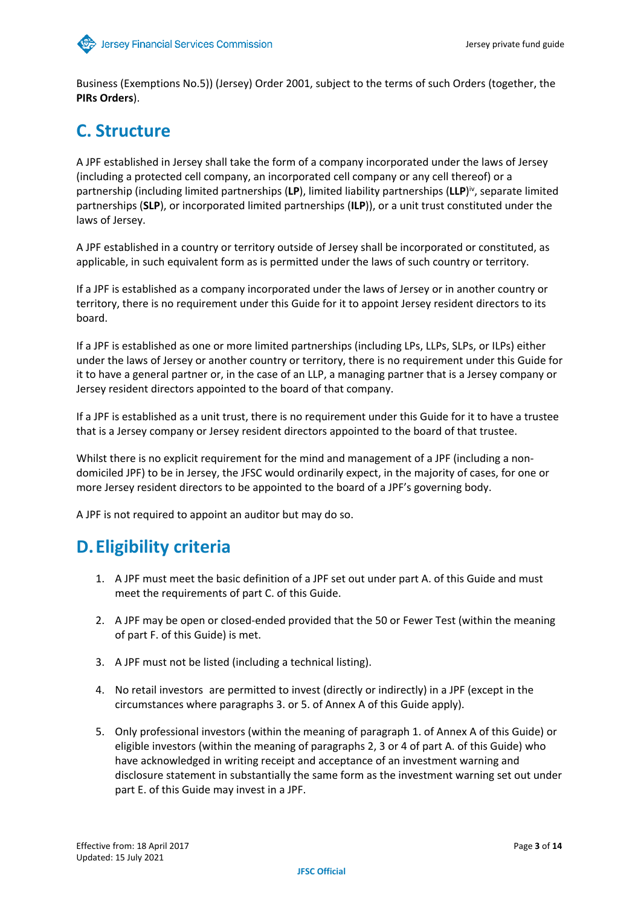Business (Exemptions No.5)) (Jersey) Order 2001, subject to the terms of such Orders (together, the **PIRs Orders**).

## C. Structure

A JPF established in Jersey shall take the form of a company incorporated under the laws of Jersey (including a protected cell company, an incorporated cell company or any cell thereof) or a partnership (including limited partnerships (**LP**), limited liability partnerships (**LLP**)[iv], separate limited partnerships (**SLP**), or incorporated limited partnerships (**ILP**)), or a unit trust constituted under the laws of Jersey.

A JPF established in a country or territory outside of Jersey shall be incorporated or constituted, as applicable, in such equivalent form as is permitted under the laws of such country or territory.

If a JPF is established as a company incorporated under the laws of Jersey or in another country or territory, there is no requirement under this Guide for it to appoint Jersey resident directors to its board.

If a JPF is established as one or more limited partnerships (including LPs, LLPs, SLPs, or ILPs) either under the laws of Jersey or another country or territory, there is no requirement under this Guide for it to have a general partner or, in the case of an LLP, a managing partner that is a Jersey company or Jersey resident directors appointed to the board of that company.

If a JPF is established as a unit trust, there is no requirement under this Guide for it to have a trustee that is a Jersey company or Jersey resident directors appointed to the board of that trustee.

Whilst there is no explicit requirement for the mind and management of a JPF (including a non-domiciled JPF) to be in Jersey, the JFSC would ordinarily expect, in the majority of cases, for one or more Jersey resident directors to be appointed to the board of a JPF's governing body.

A JPF is not required to appoint an auditor but may do so.

## D. Eligibility criteria

1. A JPF must meet the basic definition of a JPF set out under part A. of this Guide and must meet the requirements of part C. of this Guide.
2. A JPF may be open or closed-ended provided that the 50 or Fewer Test (within the meaning of part F. of this Guide) is met.
3. A JPF must not be listed (including a technical listing).
4. No retail investors are permitted to invest (directly or indirectly) in a JPF (except in the circumstances where paragraphs 3. or 5. of Annex A of this Guide apply).
5. Only professional investors (within the meaning of paragraph 1. of Annex A of this Guide) or eligible investors (within the meaning of paragraphs 2, 3 or 4 of part A. of this Guide) who have acknowledged in writing receipt and acceptance of an investment warning and disclosure statement in substantially the same form as the investment warning set out under part E. of this Guide may invest in a JPF.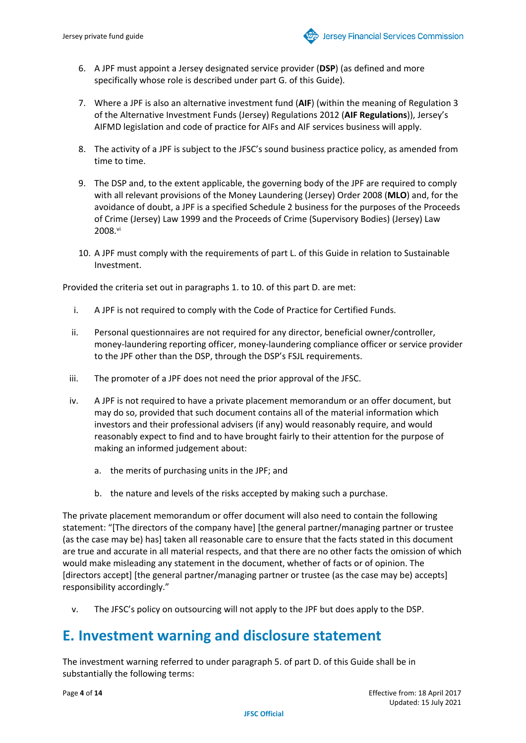6. A JPF must appoint a Jersey designated service provider (**DSP**) (as defined and more specifically whose role is described under part G. of this Guide).

7. Where a JPF is also an alternative investment fund (**AIF**) (within the meaning of Regulation 3 of the Alternative Investment Funds (Jersey) Regulations 2012 (**AIF Regulations**)), Jersey's AIFMD legislation and code of practice for AIFs and AIF services business will apply.

8. The activity of a JPF is subject to the JFSC's sound business practice policy, as amended from time to time.

9. The DSP and, to the extent applicable, the governing body of the JPF are required to comply with all relevant provisions of the Money Laundering (Jersey) Order 2008 (**MLO**) and, for the avoidance of doubt, a JPF is a specified Schedule 2 business for the purposes of the Proceeds of Crime (Jersey) Law 1999 and the Proceeds of Crime (Supervisory Bodies) (Jersey) Law 2008.[vi]

10. A JPF must comply with the requirements of part L. of this Guide in relation to Sustainable Investment.

Provided the criteria set out in paragraphs 1. to 10. of this part D. are met:

i. A JPF is not required to comply with the Code of Practice for Certified Funds.

ii. Personal questionnaires are not required for any director, beneficial owner/controller, money-laundering reporting officer, money-laundering compliance officer or service provider to the JPF other than the DSP, through the DSP's FSJL requirements.

iii. The promoter of a JPF does not need the prior approval of the JFSC.

iv. A JPF is not required to have a private placement memorandum or an offer document, but may do so, provided that such document contains all of the material information which investors and their professional advisers (if any) would reasonably require, and would reasonably expect to find and to have brought fairly to their attention for the purpose of making an informed judgement about:

   a. the merits of purchasing units in the JPF; and

   b. the nature and levels of the risks accepted by making such a purchase.

The private placement memorandum or offer document will also need to contain the following statement: "[The directors of the company have] [the general partner/managing partner or trustee (as the case may be) has] taken all reasonable care to ensure that the facts stated in this document are true and accurate in all material respects, and that there are no other facts the omission of which would make misleading any statement in the document, whether of facts or of opinion. The [directors accept] [the general partner/managing partner or trustee (as the case may be) accepts] responsibility accordingly."

v. The JFSC's policy on outsourcing will not apply to the JPF but does apply to the DSP.

## E. Investment warning and disclosure statement

The investment warning referred to under paragraph 5. of part D. of this Guide shall be in substantially the following terms: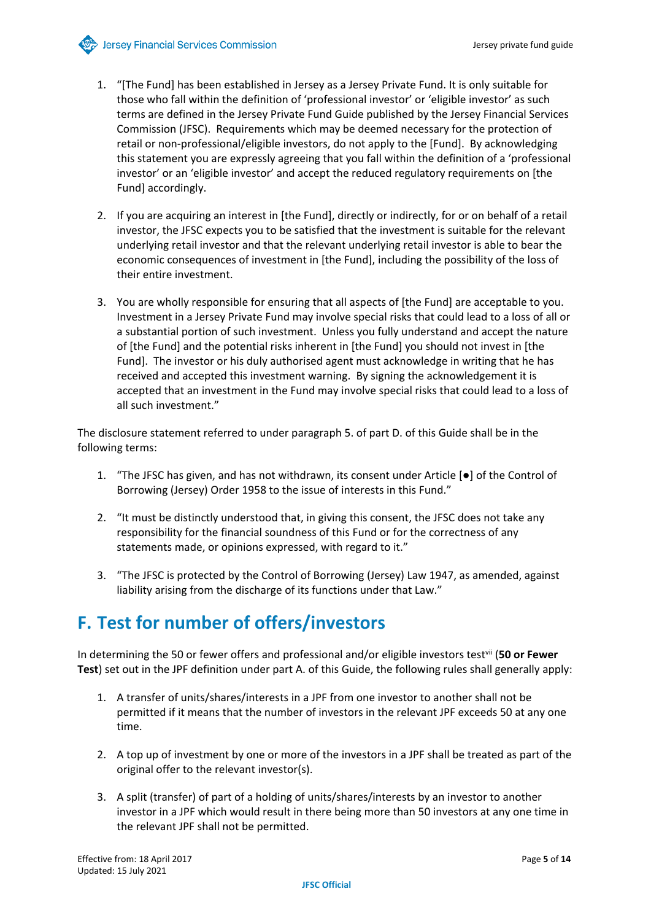1. "[The Fund] has been established in Jersey as a Jersey Private Fund. It is only suitable for those who fall within the definition of 'professional investor' or 'eligible investor' as such terms are defined in the Jersey Private Fund Guide published by the Jersey Financial Services Commission (JFSC). Requirements which may be deemed necessary for the protection of retail or non-professional/eligible investors, do not apply to the [Fund]. By acknowledging this statement you are expressly agreeing that you fall within the definition of a 'professional investor' or an 'eligible investor' and accept the reduced regulatory requirements on [the Fund] accordingly.

2. If you are acquiring an interest in [the Fund], directly or indirectly, for or on behalf of a retail investor, the JFSC expects you to be satisfied that the investment is suitable for the relevant underlying retail investor and that the relevant underlying retail investor is able to bear the economic consequences of investment in [the Fund], including the possibility of the loss of their entire investment.

3. You are wholly responsible for ensuring that all aspects of [the Fund] are acceptable to you. Investment in a Jersey Private Fund may involve special risks that could lead to a loss of all or a substantial portion of such investment. Unless you fully understand and accept the nature of [the Fund] and the potential risks inherent in [the Fund] you should not invest in [the Fund]. The investor or his duly authorised agent must acknowledge in writing that he has received and accepted this investment warning. By signing the acknowledgement it is accepted that an investment in the Fund may involve special risks that could lead to a loss of all such investment."

The disclosure statement referred to under paragraph 5. of part D. of this Guide shall be in the following terms:

1. "The JFSC has given, and has not withdrawn, its consent under Article [●] of the Control of Borrowing (Jersey) Order 1958 to the issue of interests in this Fund."

2. "It must be distinctly understood that, in giving this consent, the JFSC does not take any responsibility for the financial soundness of this Fund or for the correctness of any statements made, or opinions expressed, with regard to it."

3. "The JFSC is protected by the Control of Borrowing (Jersey) Law 1947, as amended, against liability arising from the discharge of its functions under that Law."

# F. Test for number of offers/investors

In determining the 50 or fewer offers and professional and/or eligible investors test[vii] (**50 or Fewer Test**) set out in the JPF definition under part A. of this Guide, the following rules shall generally apply:

1. A transfer of units/shares/interests in a JPF from one investor to another shall not be permitted if it means that the number of investors in the relevant JPF exceeds 50 at any one time.

2. A top up of investment by one or more of the investors in a JPF shall be treated as part of the original offer to the relevant investor(s).

3. A split (transfer) of part of a holding of units/shares/interests by an investor to another investor in a JPF which would result in there being more than 50 investors at any one time in the relevant JPF shall not be permitted.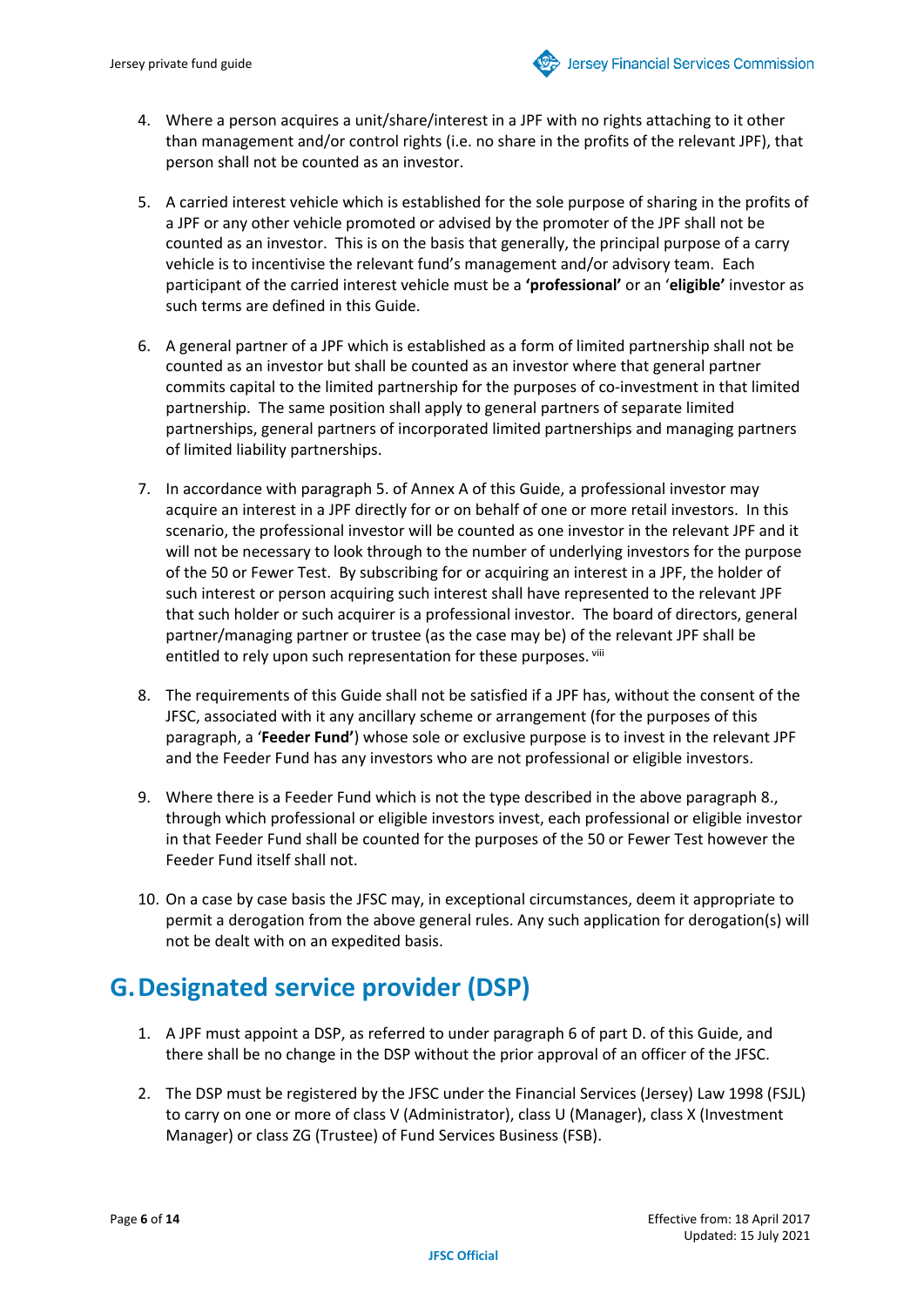4. Where a person acquires a unit/share/interest in a JPF with no rights attaching to it other than management and/or control rights (i.e. no share in the profits of the relevant JPF), that person shall not be counted as an investor.

5. A carried interest vehicle which is established for the sole purpose of sharing in the profits of a JPF or any other vehicle promoted or advised by the promoter of the JPF shall not be counted as an investor. This is on the basis that generally, the principal purpose of a carry vehicle is to incentivise the relevant fund's management and/or advisory team. Each participant of the carried interest vehicle must be a **'professional'** or an '**eligible'** investor as such terms are defined in this Guide.

6. A general partner of a JPF which is established as a form of limited partnership shall not be counted as an investor but shall be counted as an investor where that general partner commits capital to the limited partnership for the purposes of co-investment in that limited partnership. The same position shall apply to general partners of separate limited partnerships, general partners of incorporated limited partnerships and managing partners of limited liability partnerships.

7. In accordance with paragraph 5. of Annex A of this Guide, a professional investor may acquire an interest in a JPF directly for or on behalf of one or more retail investors. In this scenario, the professional investor will be counted as one investor in the relevant JPF and it will not be necessary to look through to the number of underlying investors for the purpose of the 50 or Fewer Test. By subscribing for or acquiring an interest in a JPF, the holder of such interest or person acquiring such interest shall have represented to the relevant JPF that such holder or such acquirer is a professional investor. The board of directors, general partner/managing partner or trustee (as the case may be) of the relevant JPF shall be entitled to rely upon such representation for these purposes. [viii]

8. The requirements of this Guide shall not be satisfied if a JPF has, without the consent of the JFSC, associated with it any ancillary scheme or arrangement (for the purposes of this paragraph, a '**Feeder Fund'**) whose sole or exclusive purpose is to invest in the relevant JPF and the Feeder Fund has any investors who are not professional or eligible investors.

9. Where there is a Feeder Fund which is not the type described in the above paragraph 8., through which professional or eligible investors invest, each professional or eligible investor in that Feeder Fund shall be counted for the purposes of the 50 or Fewer Test however the Feeder Fund itself shall not.

10. On a case by case basis the JFSC may, in exceptional circumstances, deem it appropriate to permit a derogation from the above general rules. Any such application for derogation(s) will not be dealt with on an expedited basis.

## G. Designated service provider (DSP)

1. A JPF must appoint a DSP, as referred to under paragraph 6 of part D. of this Guide, and there shall be no change in the DSP without the prior approval of an officer of the JFSC.

2. The DSP must be registered by the JFSC under the Financial Services (Jersey) Law 1998 (FSJL) to carry on one or more of class V (Administrator), class U (Manager), class X (Investment Manager) or class ZG (Trustee) of Fund Services Business (FSB).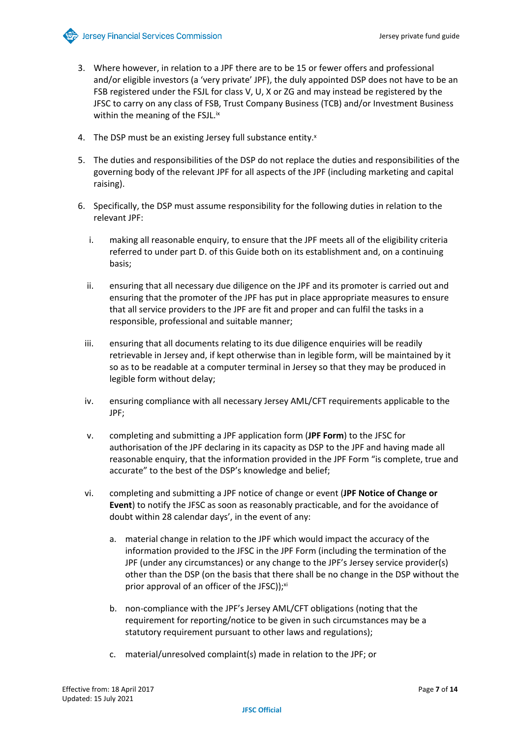3. Where however, in relation to a JPF there are to be 15 or fewer offers and professional and/or eligible investors (a 'very private' JPF), the duly appointed DSP does not have to be an FSB registered under the FSJL for class V, U, X or ZG and may instead be registered by the JFSC to carry on any class of FSB, Trust Company Business (TCB) and/or Investment Business within the meaning of the FSJL.[ix]

4. The DSP must be an existing Jersey full substance entity.[x]

5. The duties and responsibilities of the DSP do not replace the duties and responsibilities of the governing body of the relevant JPF for all aspects of the JPF (including marketing and capital raising).

6. Specifically, the DSP must assume responsibility for the following duties in relation to the relevant JPF:

   i. making all reasonable enquiry, to ensure that the JPF meets all of the eligibility criteria referred to under part D. of this Guide both on its establishment and, on a continuing basis;

   ii. ensuring that all necessary due diligence on the JPF and its promoter is carried out and ensuring that the promoter of the JPF has put in place appropriate measures to ensure that all service providers to the JPF are fit and proper and can fulfil the tasks in a responsible, professional and suitable manner;

   iii. ensuring that all documents relating to its due diligence enquiries will be readily retrievable in Jersey and, if kept otherwise than in legible form, will be maintained by it so as to be readable at a computer terminal in Jersey so that they may be produced in legible form without delay;

   iv. ensuring compliance with all necessary Jersey AML/CFT requirements applicable to the JPF;

   v. completing and submitting a JPF application form (**JPF Form**) to the JFSC for authorisation of the JPF declaring in its capacity as DSP to the JPF and having made all reasonable enquiry, that the information provided in the JPF Form "is complete, true and accurate" to the best of the DSP's knowledge and belief;

   vi. completing and submitting a JPF notice of change or event (**JPF Notice of Change or Event**) to notify the JFSC as soon as reasonably practicable, and for the avoidance of doubt within 28 calendar days', in the event of any:

      a. material change in relation to the JPF which would impact the accuracy of the information provided to the JFSC in the JPF Form (including the termination of the JPF (under any circumstances) or any change to the JPF's Jersey service provider(s) other than the DSP (on the basis that there shall be no change in the DSP without the prior approval of an officer of the JFSC));[xi]

      b. non-compliance with the JPF's Jersey AML/CFT obligations (noting that the requirement for reporting/notice to be given in such circumstances may be a statutory requirement pursuant to other laws and regulations);

      c. material/unresolved complaint(s) made in relation to the JPF; or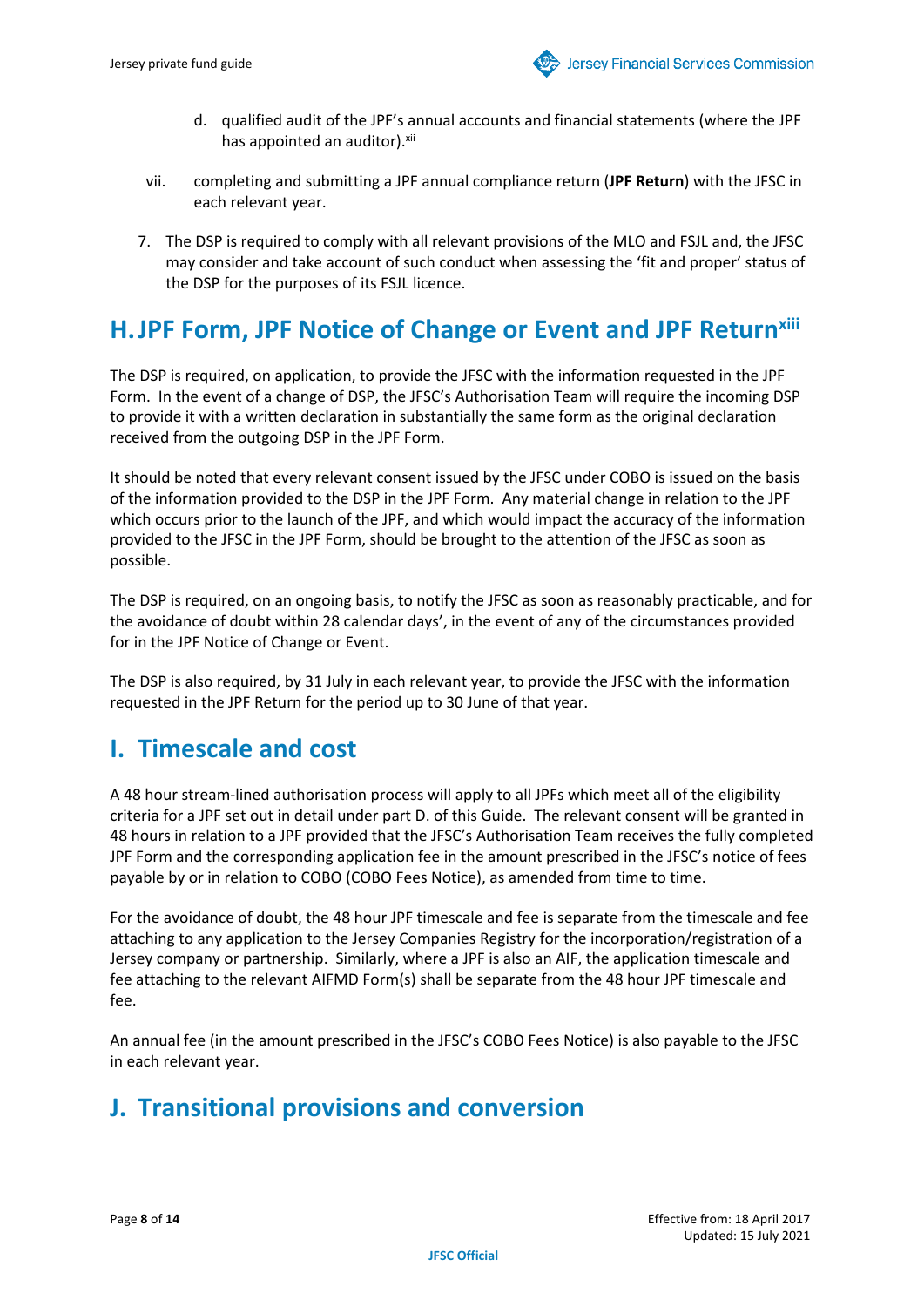d. qualified audit of the JPF's annual accounts and financial statements (where the JPF has appointed an auditor).[xii]

vii. completing and submitting a JPF annual compliance return (**JPF Return**) with the JFSC in each relevant year.

7. The DSP is required to comply with all relevant provisions of the MLO and FSJL and, the JFSC may consider and take account of such conduct when assessing the 'fit and proper' status of the DSP for the purposes of its FSJL licence.

## H. JPF Form, JPF Notice of Change or Event and JPF Return[xiii]

The DSP is required, on application, to provide the JFSC with the information requested in the JPF Form. In the event of a change of DSP, the JFSC's Authorisation Team will require the incoming DSP to provide it with a written declaration in substantially the same form as the original declaration received from the outgoing DSP in the JPF Form.

It should be noted that every relevant consent issued by the JFSC under COBO is issued on the basis of the information provided to the DSP in the JPF Form. Any material change in relation to the JPF which occurs prior to the launch of the JPF, and which would impact the accuracy of the information provided to the JFSC in the JPF Form, should be brought to the attention of the JFSC as soon as possible.

The DSP is required, on an ongoing basis, to notify the JFSC as soon as reasonably practicable, and for the avoidance of doubt within 28 calendar days', in the event of any of the circumstances provided for in the JPF Notice of Change or Event.

The DSP is also required, by 31 July in each relevant year, to provide the JFSC with the information requested in the JPF Return for the period up to 30 June of that year.

## I. Timescale and cost

A 48 hour stream-lined authorisation process will apply to all JPFs which meet all of the eligibility criteria for a JPF set out in detail under part D. of this Guide. The relevant consent will be granted in 48 hours in relation to a JPF provided that the JFSC's Authorisation Team receives the fully completed JPF Form and the corresponding application fee in the amount prescribed in the JFSC's notice of fees payable by or in relation to COBO (COBO Fees Notice), as amended from time to time.

For the avoidance of doubt, the 48 hour JPF timescale and fee is separate from the timescale and fee attaching to any application to the Jersey Companies Registry for the incorporation/registration of a Jersey company or partnership. Similarly, where a JPF is also an AIF, the application timescale and fee attaching to the relevant AIFMD Form(s) shall be separate from the 48 hour JPF timescale and fee.

An annual fee (in the amount prescribed in the JFSC's COBO Fees Notice) is also payable to the JFSC in each relevant year.

## J. Transitional provisions and conversion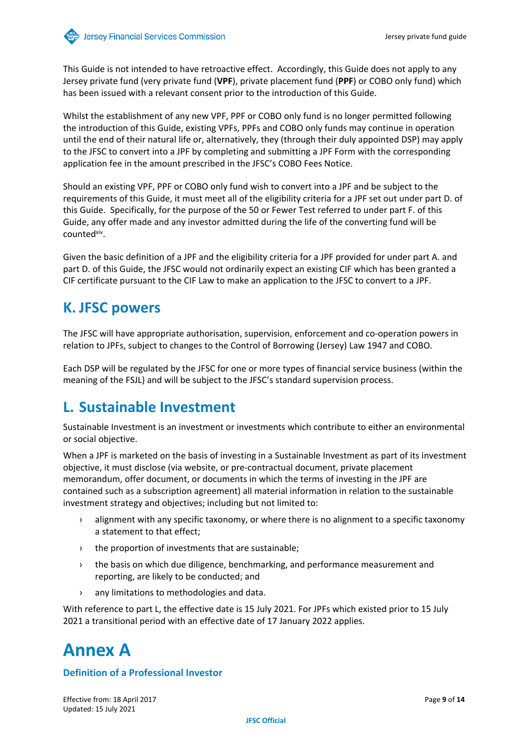This Guide is not intended to have retroactive effect. Accordingly, this Guide does not apply to any Jersey private fund (very private fund (**VPF**), private placement fund (**PPF**) or COBO only fund) which has been issued with a relevant consent prior to the introduction of this Guide.

Whilst the establishment of any new VPF, PPF or COBO only fund is no longer permitted following the introduction of this Guide, existing VPFs, PPFs and COBO only funds may continue in operation until the end of their natural life or, alternatively, they (through their duly appointed DSP) may apply to the JFSC to convert into a JPF by completing and submitting a JPF Form with the corresponding application fee in the amount prescribed in the JFSC's COBO Fees Notice.

Should an existing VPF, PPF or COBO only fund wish to convert into a JPF and be subject to the requirements of this Guide, it must meet all of the eligibility criteria for a JPF set out under part D. of this Guide. Specifically, for the purpose of the 50 or Fewer Test referred to under part F. of this Guide, any offer made and any investor admitted during the life of the converting fund will be counted[xiv].

Given the basic definition of a JPF and the eligibility criteria for a JPF provided for under part A. and part D. of this Guide, the JFSC would not ordinarily expect an existing CIF which has been granted a CIF certificate pursuant to the CIF Law to make an application to the JFSC to convert to a JPF.

## K. JFSC powers

The JFSC will have appropriate authorisation, supervision, enforcement and co-operation powers in relation to JPFs, subject to changes to the Control of Borrowing (Jersey) Law 1947 and COBO.

Each DSP will be regulated by the JFSC for one or more types of financial service business (within the meaning of the FSJL) and will be subject to the JFSC's standard supervision process.

## L. Sustainable Investment

Sustainable Investment is an investment or investments which contribute to either an environmental or social objective.

When a JPF is marketed on the basis of investing in a Sustainable Investment as part of its investment objective, it must disclose (via website, or pre-contractual document, private placement memorandum, offer document, or documents in which the terms of investing in the JPF are contained such as a subscription agreement) all material information in relation to the sustainable investment strategy and objectives; including but not limited to:

- alignment with any specific taxonomy, or where there is no alignment to a specific taxonomy a statement to that effect;
- the proportion of investments that are sustainable;
- the basis on which due diligence, benchmarking, and performance measurement and reporting, are likely to be conducted; and
- any limitations to methodologies and data.

With reference to part L, the effective date is 15 July 2021. For JPFs which existed prior to 15 July 2021 a transitional period with an effective date of 17 January 2022 applies.

# Annex A

### Definition of a Professional Investor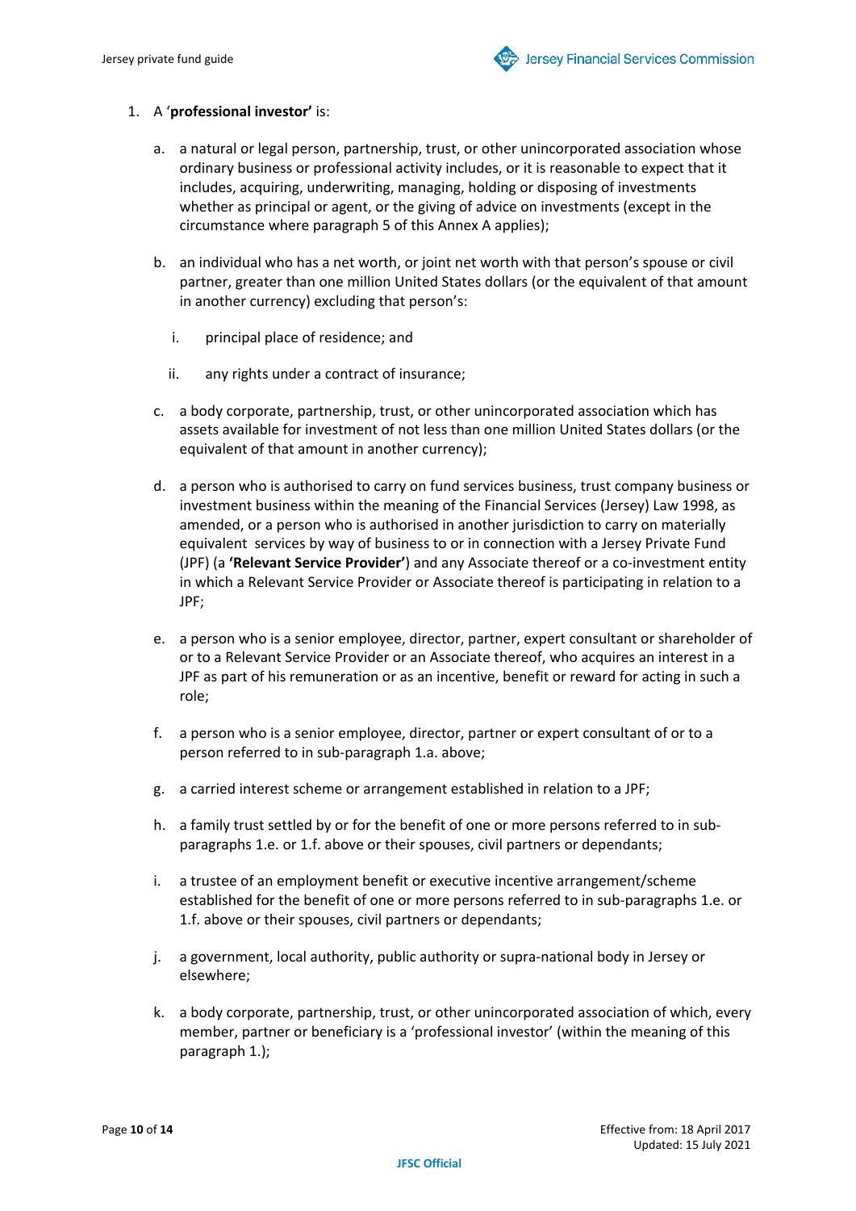1. A '**professional investor**' is:

   a. a natural or legal person, partnership, trust, or other unincorporated association whose ordinary business or professional activity includes, or it is reasonable to expect that it includes, acquiring, underwriting, managing, holding or disposing of investments whether as principal or agent, or the giving of advice on investments (except in the circumstance where paragraph 5 of this Annex A applies);

   b. an individual who has a net worth, or joint net worth with that person's spouse or civil partner, greater than one million United States dollars (or the equivalent of that amount in another currency) excluding that person's:

      i. principal place of residence; and

      ii. any rights under a contract of insurance;

   c. a body corporate, partnership, trust, or other unincorporated association which has assets available for investment of not less than one million United States dollars (or the equivalent of that amount in another currency);

   d. a person who is authorised to carry on fund services business, trust company business or investment business within the meaning of the Financial Services (Jersey) Law 1998, as amended, or a person who is authorised in another jurisdiction to carry on materially equivalent services by way of business to or in connection with a Jersey Private Fund (JPF) (a **'Relevant Service Provider'**) and any Associate thereof or a co-investment entity in which a Relevant Service Provider or Associate thereof is participating in relation to a JPF;

   e. a person who is a senior employee, director, partner, expert consultant or shareholder of or to a Relevant Service Provider or an Associate thereof, who acquires an interest in a JPF as part of his remuneration or as an incentive, benefit or reward for acting in such a role;

   f. a person who is a senior employee, director, partner or expert consultant of or to a person referred to in sub-paragraph 1.a. above;

   g. a carried interest scheme or arrangement established in relation to a JPF;

   h. a family trust settled by or for the benefit of one or more persons referred to in sub-paragraphs 1.e. or 1.f. above or their spouses, civil partners or dependants;

   i. a trustee of an employment benefit or executive incentive arrangement/scheme established for the benefit of one or more persons referred to in sub-paragraphs 1.e. or 1.f. above or their spouses, civil partners or dependants;

   j. a government, local authority, public authority or supra-national body in Jersey or elsewhere;

   k. a body corporate, partnership, trust, or other unincorporated association of which, every member, partner or beneficiary is a 'professional investor' (within the meaning of this paragraph 1.);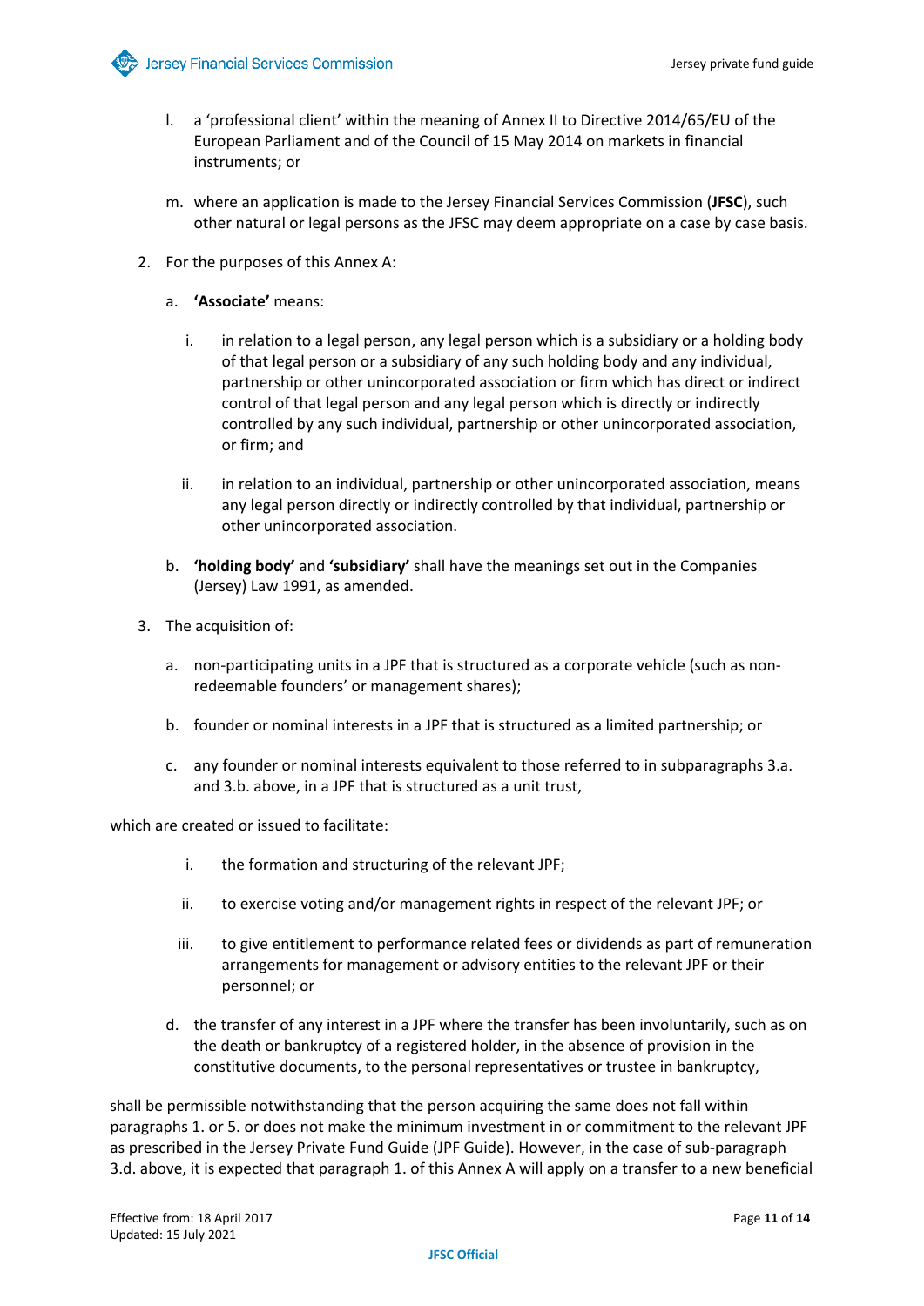l. a 'professional client' within the meaning of Annex II to Directive 2014/65/EU of the European Parliament and of the Council of 15 May 2014 on markets in financial instruments; or

m. where an application is made to the Jersey Financial Services Commission (**JFSC**), such other natural or legal persons as the JFSC may deem appropriate on a case by case basis.

2. For the purposes of this Annex A:

   a. **'Associate'** means:

      i. in relation to a legal person, any legal person which is a subsidiary or a holding body of that legal person or a subsidiary of any such holding body and any individual, partnership or other unincorporated association or firm which has direct or indirect control of that legal person and any legal person which is directly or indirectly controlled by any such individual, partnership or other unincorporated association, or firm; and

      ii. in relation to an individual, partnership or other unincorporated association, means any legal person directly or indirectly controlled by that individual, partnership or other unincorporated association.

   b. **'holding body'** and **'subsidiary'** shall have the meanings set out in the Companies (Jersey) Law 1991, as amended.

3. The acquisition of:

   a. non-participating units in a JPF that is structured as a corporate vehicle (such as non-redeemable founders' or management shares);

   b. founder or nominal interests in a JPF that is structured as a limited partnership; or

   c. any founder or nominal interests equivalent to those referred to in subparagraphs 3.a. and 3.b. above, in a JPF that is structured as a unit trust,

which are created or issued to facilitate:

   i. the formation and structuring of the relevant JPF;

   ii. to exercise voting and/or management rights in respect of the relevant JPF; or

   iii. to give entitlement to performance related fees or dividends as part of remuneration arrangements for management or advisory entities to the relevant JPF or their personnel; or

   d. the transfer of any interest in a JPF where the transfer has been involuntarily, such as on the death or bankruptcy of a registered holder, in the absence of provision in the constitutive documents, to the personal representatives or trustee in bankruptcy,

shall be permissible notwithstanding that the person acquiring the same does not fall within paragraphs 1. or 5. or does not make the minimum investment in or commitment to the relevant JPF as prescribed in the Jersey Private Fund Guide (JPF Guide). However, in the case of sub-paragraph 3.d. above, it is expected that paragraph 1. of this Annex A will apply on a transfer to a new beneficial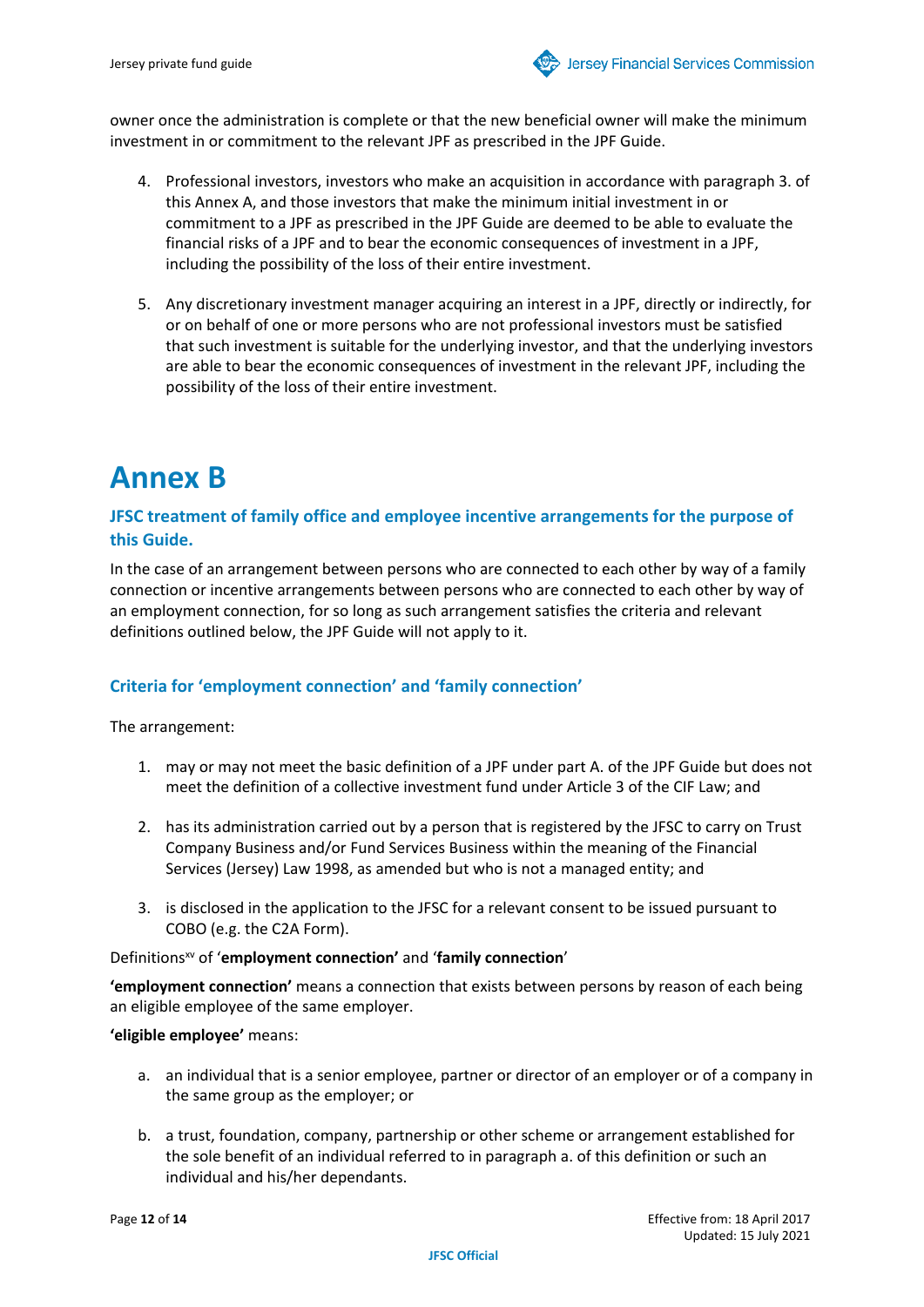owner once the administration is complete or that the new beneficial owner will make the minimum investment in or commitment to the relevant JPF as prescribed in the JPF Guide.

4. Professional investors, investors who make an acquisition in accordance with paragraph 3. of this Annex A, and those investors that make the minimum initial investment in or commitment to a JPF as prescribed in the JPF Guide are deemed to be able to evaluate the financial risks of a JPF and to bear the economic consequences of investment in a JPF, including the possibility of the loss of their entire investment.

5. Any discretionary investment manager acquiring an interest in a JPF, directly or indirectly, for or on behalf of one or more persons who are not professional investors must be satisfied that such investment is suitable for the underlying investor, and that the underlying investors are able to bear the economic consequences of investment in the relevant JPF, including the possibility of the loss of their entire investment.

# Annex B

### JFSC treatment of family office and employee incentive arrangements for the purpose of this Guide.

In the case of an arrangement between persons who are connected to each other by way of a family connection or incentive arrangements between persons who are connected to each other by way of an employment connection, for so long as such arrangement satisfies the criteria and relevant definitions outlined below, the JPF Guide will not apply to it.

### Criteria for 'employment connection' and 'family connection'

The arrangement:

1. may or may not meet the basic definition of a JPF under part A. of the JPF Guide but does not meet the definition of a collective investment fund under Article 3 of the CIF Law; and

2. has its administration carried out by a person that is registered by the JFSC to carry on Trust Company Business and/or Fund Services Business within the meaning of the Financial Services (Jersey) Law 1998, as amended but who is not a managed entity; and

3. is disclosed in the application to the JFSC for a relevant consent to be issued pursuant to COBO (e.g. the C2A Form).

Definitions[xv] of '**employment connection'** and '**family connection**'

**'employment connection'** means a connection that exists between persons by reason of each being an eligible employee of the same employer.

**'eligible employee'** means:

a. an individual that is a senior employee, partner or director of an employer or of a company in the same group as the employer; or

b. a trust, foundation, company, partnership or other scheme or arrangement established for the sole benefit of an individual referred to in paragraph a. of this definition or such an individual and his/her dependants.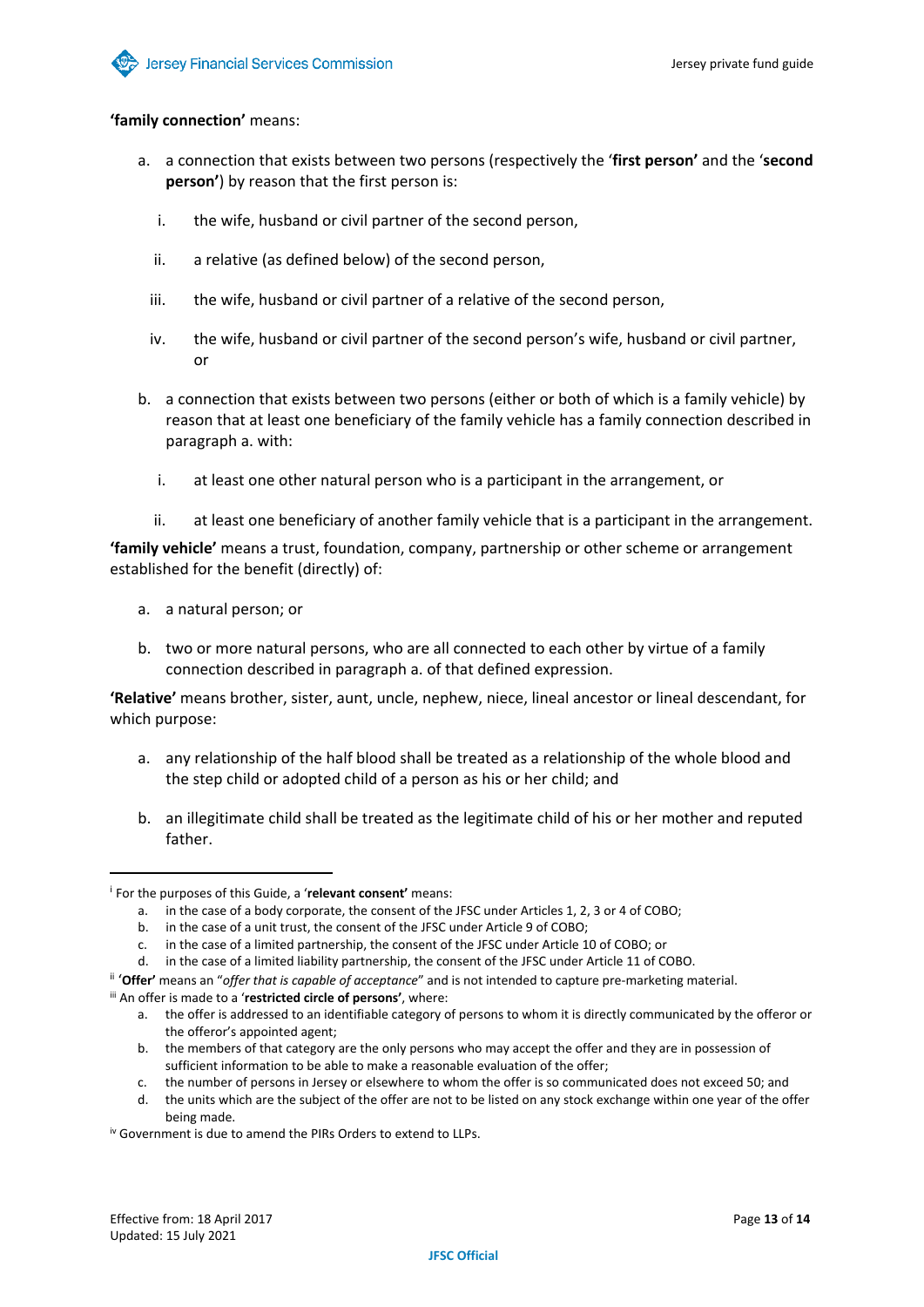**'family connection'** means:

a. a connection that exists between two persons (respectively the '**first person'** and the '**second person'**) by reason that the first person is:

   i. the wife, husband or civil partner of the second person,

   ii. a relative (as defined below) of the second person,

   iii. the wife, husband or civil partner of a relative of the second person,

   iv. the wife, husband or civil partner of the second person's wife, husband or civil partner, or

b. a connection that exists between two persons (either or both of which is a family vehicle) by reason that at least one beneficiary of the family vehicle has a family connection described in paragraph a. with:

   i. at least one other natural person who is a participant in the arrangement, or

   ii. at least one beneficiary of another family vehicle that is a participant in the arrangement.

**'family vehicle'** means a trust, foundation, company, partnership or other scheme or arrangement established for the benefit (directly) of:

a. a natural person; or

b. two or more natural persons, who are all connected to each other by virtue of a family connection described in paragraph a. of that defined expression.

**'Relative'** means brother, sister, aunt, uncle, nephew, niece, lineal ancestor or lineal descendant, for which purpose:

a. any relationship of the half blood shall be treated as a relationship of the whole blood and the step child or adopted child of a person as his or her child; and

b. an illegitimate child shall be treated as the legitimate child of his or her mother and reputed father.

---

[i] For the purposes of this Guide, a '**relevant consent'** means:

a. in the case of a body corporate, the consent of the JFSC under Articles 1, 2, 3 or 4 of COBO;
b. in the case of a unit trust, the consent of the JFSC under Article 9 of COBO;
c. in the case of a limited partnership, the consent of the JFSC under Article 10 of COBO; or
d. in the case of a limited liability partnership, the consent of the JFSC under Article 11 of COBO.

[ii] '**Offer'** means an "*offer that is capable of acceptance*" and is not intended to capture pre-marketing material.

[iii] An offer is made to a '**restricted circle of persons'**, where:

a. the offer is addressed to an identifiable category of persons to whom it is directly communicated by the offeror or the offeror's appointed agent;
b. the members of that category are the only persons who may accept the offer and they are in possession of sufficient information to be able to make a reasonable evaluation of the offer;
c. the number of persons in Jersey or elsewhere to whom the offer is so communicated does not exceed 50; and
d. the units which are the subject of the offer are not to be listed on any stock exchange within one year of the offer being made.

[iv] Government is due to amend the PIRs Orders to extend to LLPs.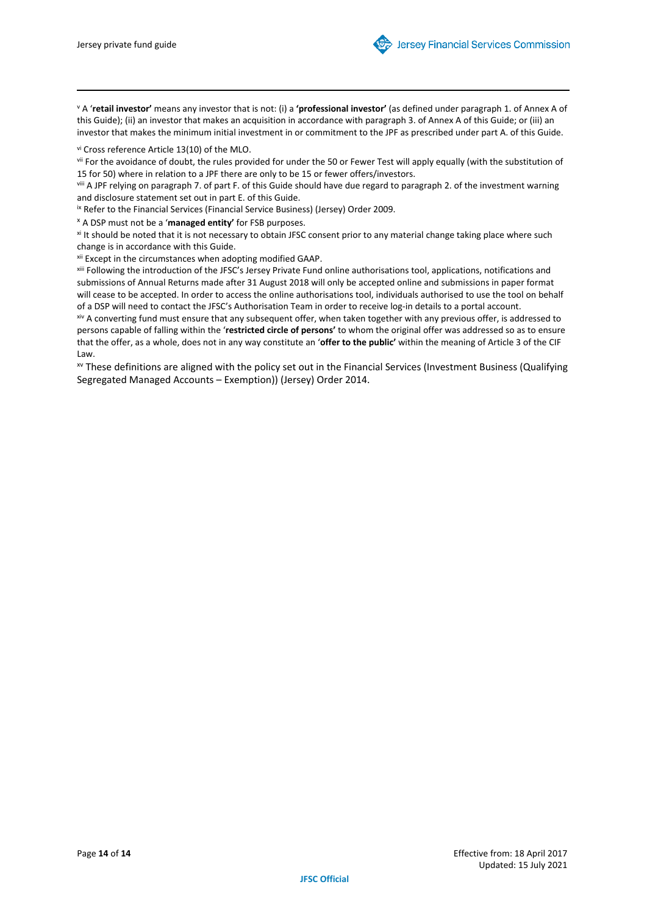[v] A '**retail investor**' means any investor that is not: (i) a **'professional investor'** (as defined under paragraph 1. of Annex A of this Guide); (ii) an investor that makes an acquisition in accordance with paragraph 3. of Annex A of this Guide; or (iii) an investor that makes the minimum initial investment in or commitment to the JPF as prescribed under part A. of this Guide.

[vi] Cross reference Article 13(10) of the MLO.

[vii] For the avoidance of doubt, the rules provided for under the 50 or Fewer Test will apply equally (with the substitution of 15 for 50) where in relation to a JPF there are only to be 15 or fewer offers/investors.

[viii] A JPF relying on paragraph 7. of part F. of this Guide should have due regard to paragraph 2. of the investment warning and disclosure statement set out in part E. of this Guide.

[ix] Refer to the Financial Services (Financial Service Business) (Jersey) Order 2009.

[x] A DSP must not be a '**managed entity'** for FSB purposes.

[xi] It should be noted that it is not necessary to obtain JFSC consent prior to any material change taking place where such change is in accordance with this Guide.

[xii] Except in the circumstances when adopting modified GAAP.

[xiii] Following the introduction of the JFSC's Jersey Private Fund online authorisations tool, applications, notifications and submissions of Annual Returns made after 31 August 2018 will only be accepted online and submissions in paper format will cease to be accepted. In order to access the online authorisations tool, individuals authorised to use the tool on behalf of a DSP will need to contact the JFSC's Authorisation Team in order to receive log-in details to a portal account.

[xiv] A converting fund must ensure that any subsequent offer, when taken together with any previous offer, is addressed to persons capable of falling within the '**restricted circle of persons'** to whom the original offer was addressed so as to ensure that the offer, as a whole, does not in any way constitute an '**offer to the public'** within the meaning of Article 3 of the CIF Law.

[xv] These definitions are aligned with the policy set out in the Financial Services (Investment Business (Qualifying Segregated Managed Accounts – Exemption)) (Jersey) Order 2014.

Effective from: 18 April 2017
Updated: 15 July 2021